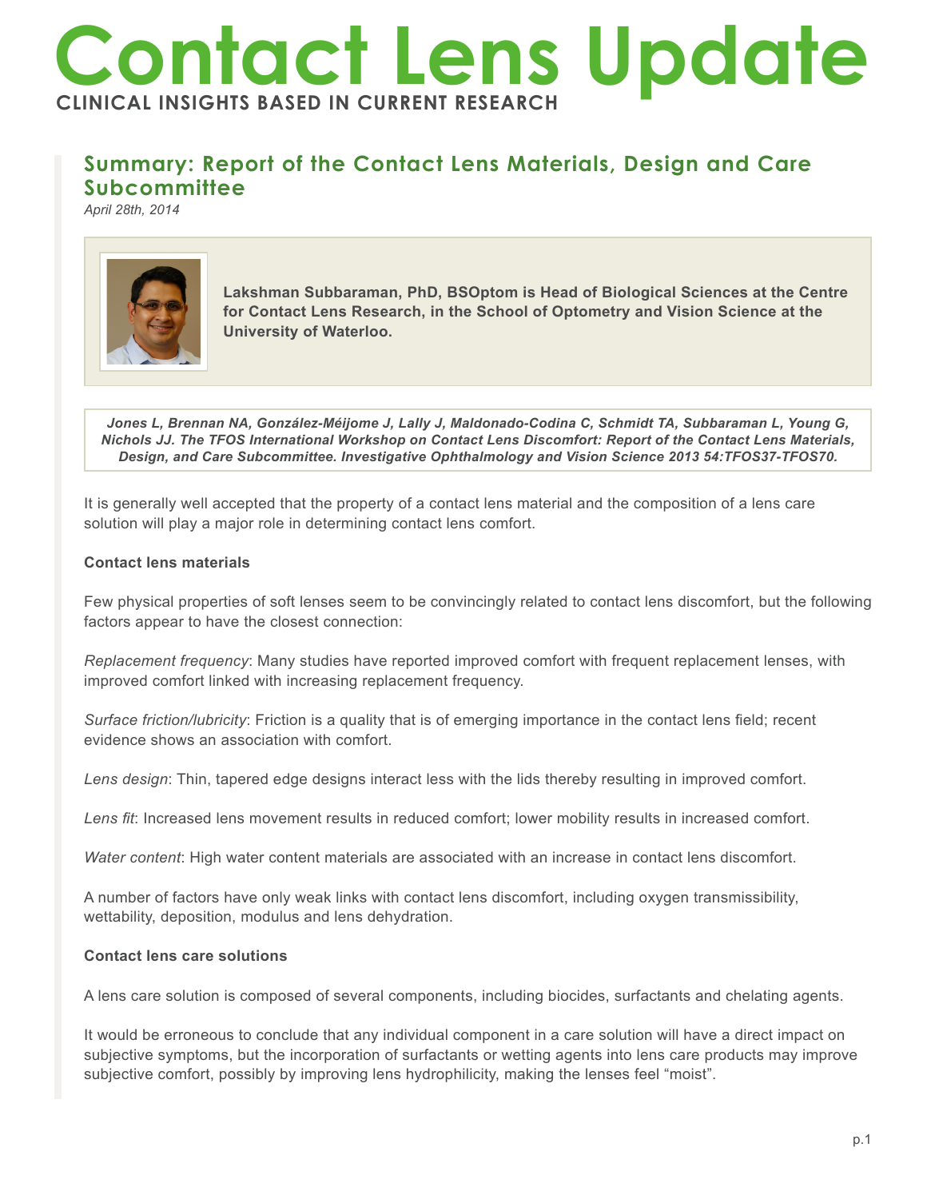# Contact Lens Update

**CLINICAL INSIGHTS BASED IN CURRENT RESEARCH**

## Summary: Report of the Contact Lens Materials, Design and Care Subcommittee

*April 28th, 2014*

**Lakshman Subbaraman, PhD, BSOptom is Head of Biological Sciences at the Centre for Contact Lens Research, in the School of Optometry and Vision Science at the University of Waterloo.**

***Jones L, Brennan NA, González-Méijome J, Lally J, Maldonado-Codina C, Schmidt TA, Subbaraman L, Young G, Nichols JJ. The TFOS International Workshop on Contact Lens Discomfort: Report of the Contact Lens Materials, Design, and Care Subcommittee. Investigative Ophthalmology and Vision Science 2013 54:TFOS37-TFOS70.***

It is generally well accepted that the property of a contact lens material and the composition of a lens care solution will play a major role in determining contact lens comfort.

**Contact lens materials**

Few physical properties of soft lenses seem to be convincingly related to contact lens discomfort, but the following factors appear to have the closest connection:

*Replacement frequency*: Many studies have reported improved comfort with frequent replacement lenses, with improved comfort linked with increasing replacement frequency.

*Surface friction/lubricity*: Friction is a quality that is of emerging importance in the contact lens field; recent evidence shows an association with comfort.

*Lens design*: Thin, tapered edge designs interact less with the lids thereby resulting in improved comfort.

*Lens fit*: Increased lens movement results in reduced comfort; lower mobility results in increased comfort.

*Water content*: High water content materials are associated with an increase in contact lens discomfort.

A number of factors have only weak links with contact lens discomfort, including oxygen transmissibility, wettability, deposition, modulus and lens dehydration.

**Contact lens care solutions**

A lens care solution is composed of several components, including biocides, surfactants and chelating agents.

It would be erroneous to conclude that any individual component in a care solution will have a direct impact on subjective symptoms, but the incorporation of surfactants or wetting agents into lens care products may improve subjective comfort, possibly by improving lens hydrophilicity, making the lenses feel "moist".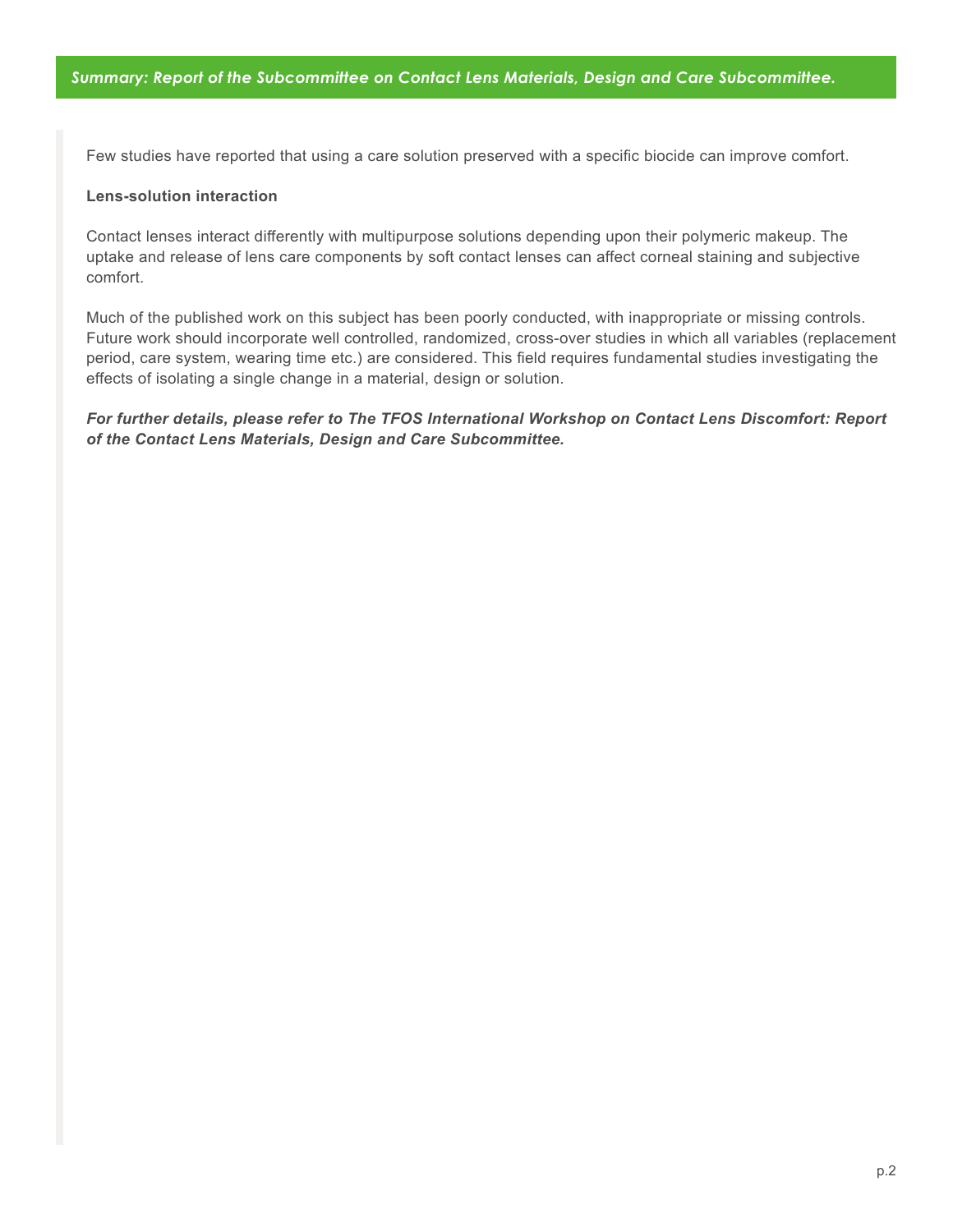Few studies have reported that using a care solution preserved with a specific biocide can improve comfort.

**Lens-solution interaction**

Contact lenses interact differently with multipurpose solutions depending upon their polymeric makeup. The uptake and release of lens care components by soft contact lenses can affect corneal staining and subjective comfort.

Much of the published work on this subject has been poorly conducted, with inappropriate or missing controls. Future work should incorporate well controlled, randomized, cross-over studies in which all variables (replacement period, care system, wearing time etc.) are considered. This field requires fundamental studies investigating the effects of isolating a single change in a material, design or solution.

***For further details, please refer to The TFOS International Workshop on Contact Lens Discomfort: Report of the Contact Lens Materials, Design and Care Subcommittee.***